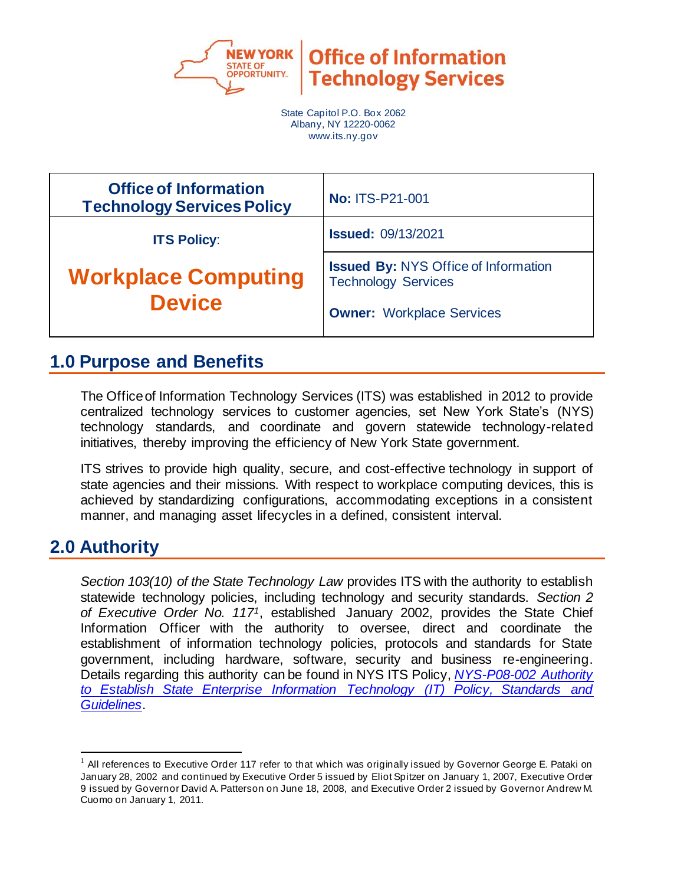Office of Information Technology Services

State Capitol P.O. Box 2062
Albany, NY 12220-0062
www.its.ny.gov

| Office of Information Technology Services Policy | **No:** ITS-P21-001 |
|---|---|
| **ITS Policy:** | **Issued:** 09/13/2021 |
| **Workplace Computing Device** | **Issued By:** NYS Office of Information Technology Services<br><br>**Owner:** Workplace Services |

## 1.0 Purpose and Benefits

The Office of Information Technology Services (ITS) was established in 2012 to provide centralized technology services to customer agencies, set New York State's (NYS) technology standards, and coordinate and govern statewide technology-related initiatives, thereby improving the efficiency of New York State government.

ITS strives to provide high quality, secure, and cost-effective technology in support of state agencies and their missions. With respect to workplace computing devices, this is achieved by standardizing configurations, accommodating exceptions in a consistent manner, and managing asset lifecycles in a defined, consistent interval.

## 2.0 Authority

*Section 103(10) of the State Technology Law* provides ITS with the authority to establish statewide technology policies, including technology and security standards. *Section 2 of Executive Order No. 117*[1], established January 2002, provides the State Chief Information Officer with the authority to oversee, direct and coordinate the establishment of information technology policies, protocols and standards for State government, including hardware, software, security and business re-engineering. Details regarding this authority can be found in NYS ITS Policy, *NYS-P08-002 Authority to Establish State Enterprise Information Technology (IT) Policy, Standards and Guidelines*.

[1] All references to Executive Order 117 refer to that which was originally issued by Governor George E. Pataki on January 28, 2002 and continued by Executive Order 5 issued by Eliot Spitzer on January 1, 2007, Executive Order 9 issued by Governor David A. Patterson on June 18, 2008, and Executive Order 2 issued by Governor Andrew M. Cuomo on January 1, 2011.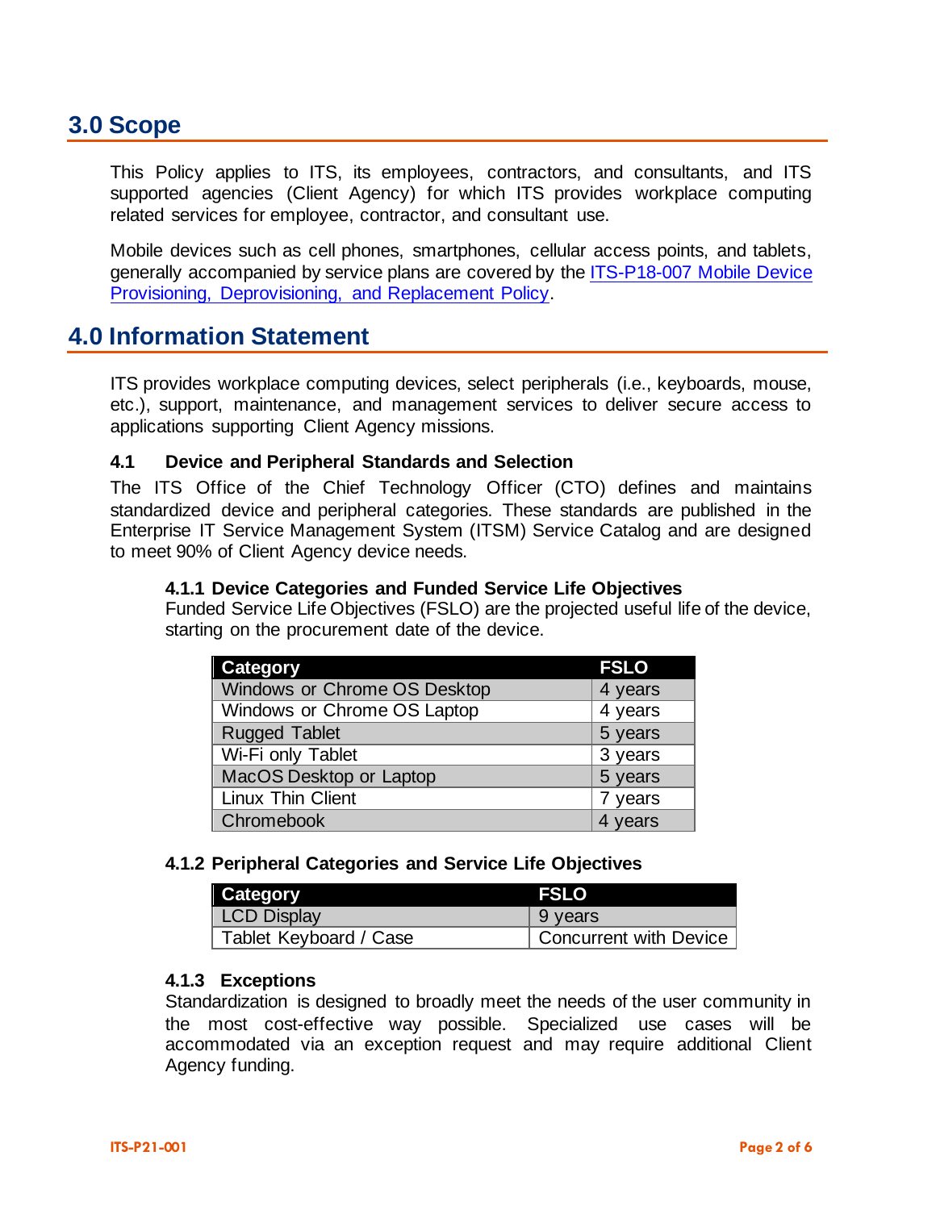## 3.0 Scope

This Policy applies to ITS, its employees, contractors, and consultants, and ITS supported agencies (Client Agency) for which ITS provides workplace computing related services for employee, contractor, and consultant use.

Mobile devices such as cell phones, smartphones, cellular access points, and tablets, generally accompanied by service plans are covered by the ITS-P18-007 Mobile Device Provisioning, Deprovisioning, and Replacement Policy.

## 4.0 Information Statement

ITS provides workplace computing devices, select peripherals (i.e., keyboards, mouse, etc.), support, maintenance, and management services to deliver secure access to applications supporting Client Agency missions.

### 4.1 Device and Peripheral Standards and Selection

The ITS Office of the Chief Technology Officer (CTO) defines and maintains standardized device and peripheral categories. These standards are published in the Enterprise IT Service Management System (ITSM) Service Catalog and are designed to meet 90% of Client Agency device needs.

#### 4.1.1 Device Categories and Funded Service Life Objectives

Funded Service Life Objectives (FSLO) are the projected useful life of the device, starting on the procurement date of the device.

| Category | FSLO |
|---|---|
| Windows or Chrome OS Desktop | 4 years |
| Windows or Chrome OS Laptop | 4 years |
| Rugged Tablet | 5 years |
| Wi-Fi only Tablet | 3 years |
| MacOS Desktop or Laptop | 5 years |
| Linux Thin Client | 7 years |
| Chromebook | 4 years |

#### 4.1.2 Peripheral Categories and Service Life Objectives

| Category | FSLO |
|---|---|
| LCD Display | 9 years |
| Tablet Keyboard / Case | Concurrent with Device |

#### 4.1.3 Exceptions

Standardization is designed to broadly meet the needs of the user community in the most cost-effective way possible. Specialized use cases will be accommodated via an exception request and may require additional Client Agency funding.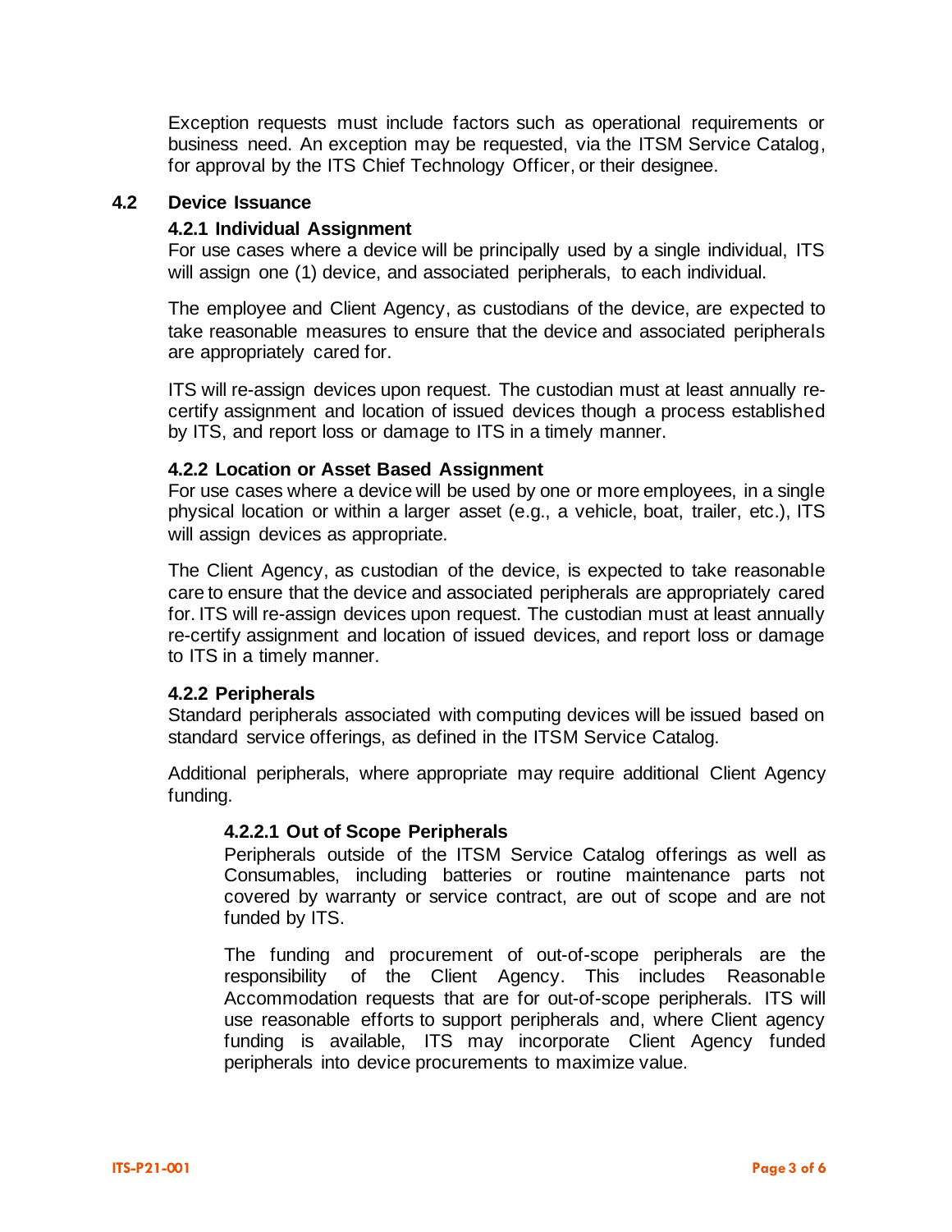Exception requests must include factors such as operational requirements or business need. An exception may be requested, via the ITSM Service Catalog, for approval by the ITS Chief Technology Officer, or their designee.

## 4.2 Device Issuance

### 4.2.1 Individual Assignment

For use cases where a device will be principally used by a single individual, ITS will assign one (1) device, and associated peripherals, to each individual.

The employee and Client Agency, as custodians of the device, are expected to take reasonable measures to ensure that the device and associated peripherals are appropriately cared for.

ITS will re-assign devices upon request. The custodian must at least annually re-certify assignment and location of issued devices though a process established by ITS, and report loss or damage to ITS in a timely manner.

### 4.2.2 Location or Asset Based Assignment

For use cases where a device will be used by one or more employees, in a single physical location or within a larger asset (e.g., a vehicle, boat, trailer, etc.), ITS will assign devices as appropriate.

The Client Agency, as custodian of the device, is expected to take reasonable care to ensure that the device and associated peripherals are appropriately cared for. ITS will re-assign devices upon request. The custodian must at least annually re-certify assignment and location of issued devices, and report loss or damage to ITS in a timely manner.

### 4.2.2 Peripherals

Standard peripherals associated with computing devices will be issued based on standard service offerings, as defined in the ITSM Service Catalog.

Additional peripherals, where appropriate may require additional Client Agency funding.

#### 4.2.2.1 Out of Scope Peripherals

Peripherals outside of the ITSM Service Catalog offerings as well as Consumables, including batteries or routine maintenance parts not covered by warranty or service contract, are out of scope and are not funded by ITS.

The funding and procurement of out-of-scope peripherals are the responsibility of the Client Agency. This includes Reasonable Accommodation requests that are for out-of-scope peripherals. ITS will use reasonable efforts to support peripherals and, where Client agency funding is available, ITS may incorporate Client Agency funded peripherals into device procurements to maximize value.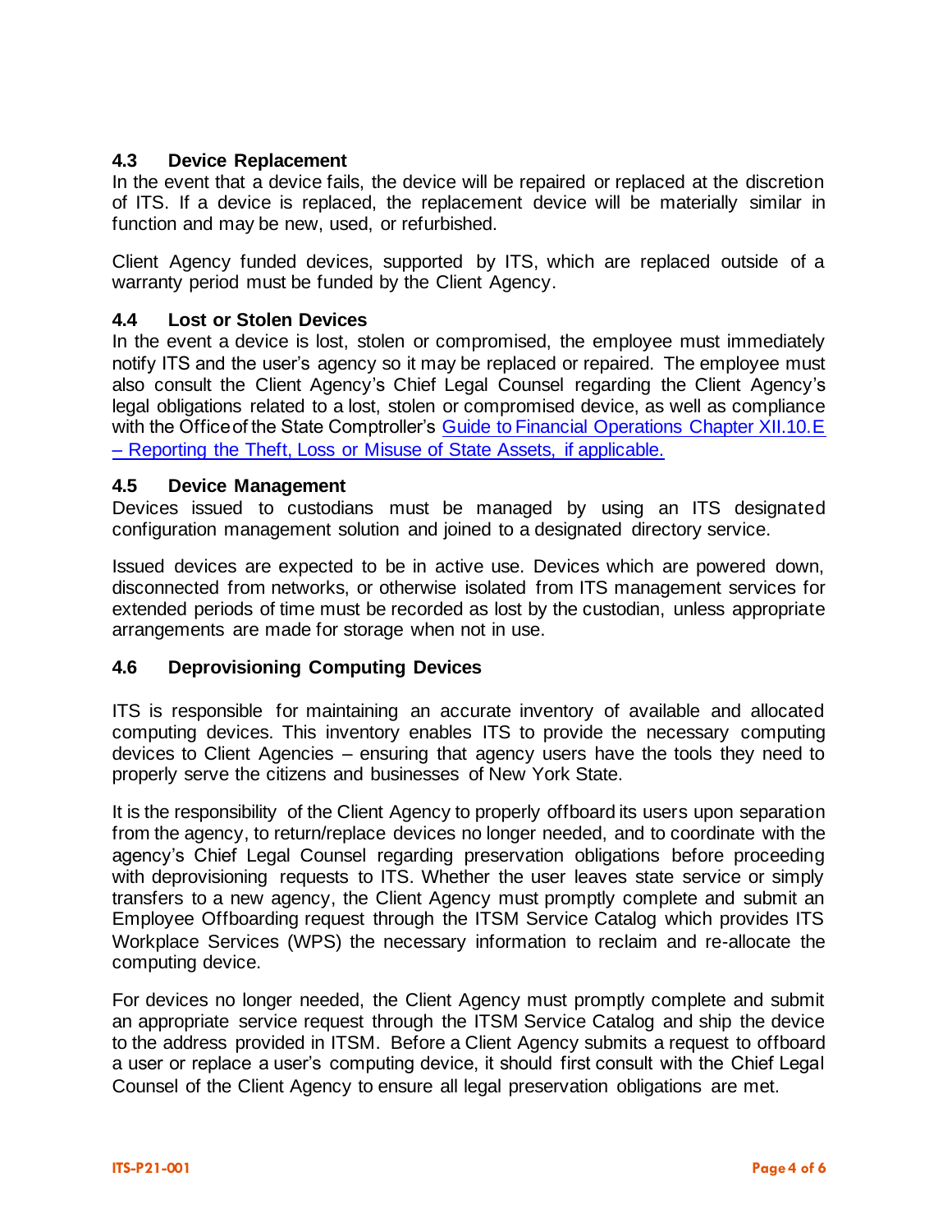### 4.3 Device Replacement

In the event that a device fails, the device will be repaired or replaced at the discretion of ITS. If a device is replaced, the replacement device will be materially similar in function and may be new, used, or refurbished.

Client Agency funded devices, supported by ITS, which are replaced outside of a warranty period must be funded by the Client Agency.

### 4.4 Lost or Stolen Devices

In the event a device is lost, stolen or compromised, the employee must immediately notify ITS and the user's agency so it may be replaced or repaired. The employee must also consult the Client Agency's Chief Legal Counsel regarding the Client Agency's legal obligations related to a lost, stolen or compromised device, as well as compliance with the Office of the State Comptroller's Guide to Financial Operations Chapter XII.10.E – Reporting the Theft, Loss or Misuse of State Assets, if applicable.

### 4.5 Device Management

Devices issued to custodians must be managed by using an ITS designated configuration management solution and joined to a designated directory service.

Issued devices are expected to be in active use. Devices which are powered down, disconnected from networks, or otherwise isolated from ITS management services for extended periods of time must be recorded as lost by the custodian, unless appropriate arrangements are made for storage when not in use.

### 4.6 Deprovisioning Computing Devices

ITS is responsible for maintaining an accurate inventory of available and allocated computing devices. This inventory enables ITS to provide the necessary computing devices to Client Agencies – ensuring that agency users have the tools they need to properly serve the citizens and businesses of New York State.

It is the responsibility of the Client Agency to properly offboard its users upon separation from the agency, to return/replace devices no longer needed, and to coordinate with the agency's Chief Legal Counsel regarding preservation obligations before proceeding with deprovisioning requests to ITS. Whether the user leaves state service or simply transfers to a new agency, the Client Agency must promptly complete and submit an Employee Offboarding request through the ITSM Service Catalog which provides ITS Workplace Services (WPS) the necessary information to reclaim and re-allocate the computing device.

For devices no longer needed, the Client Agency must promptly complete and submit an appropriate service request through the ITSM Service Catalog and ship the device to the address provided in ITSM. Before a Client Agency submits a request to offboard a user or replace a user's computing device, it should first consult with the Chief Legal Counsel of the Client Agency to ensure all legal preservation obligations are met.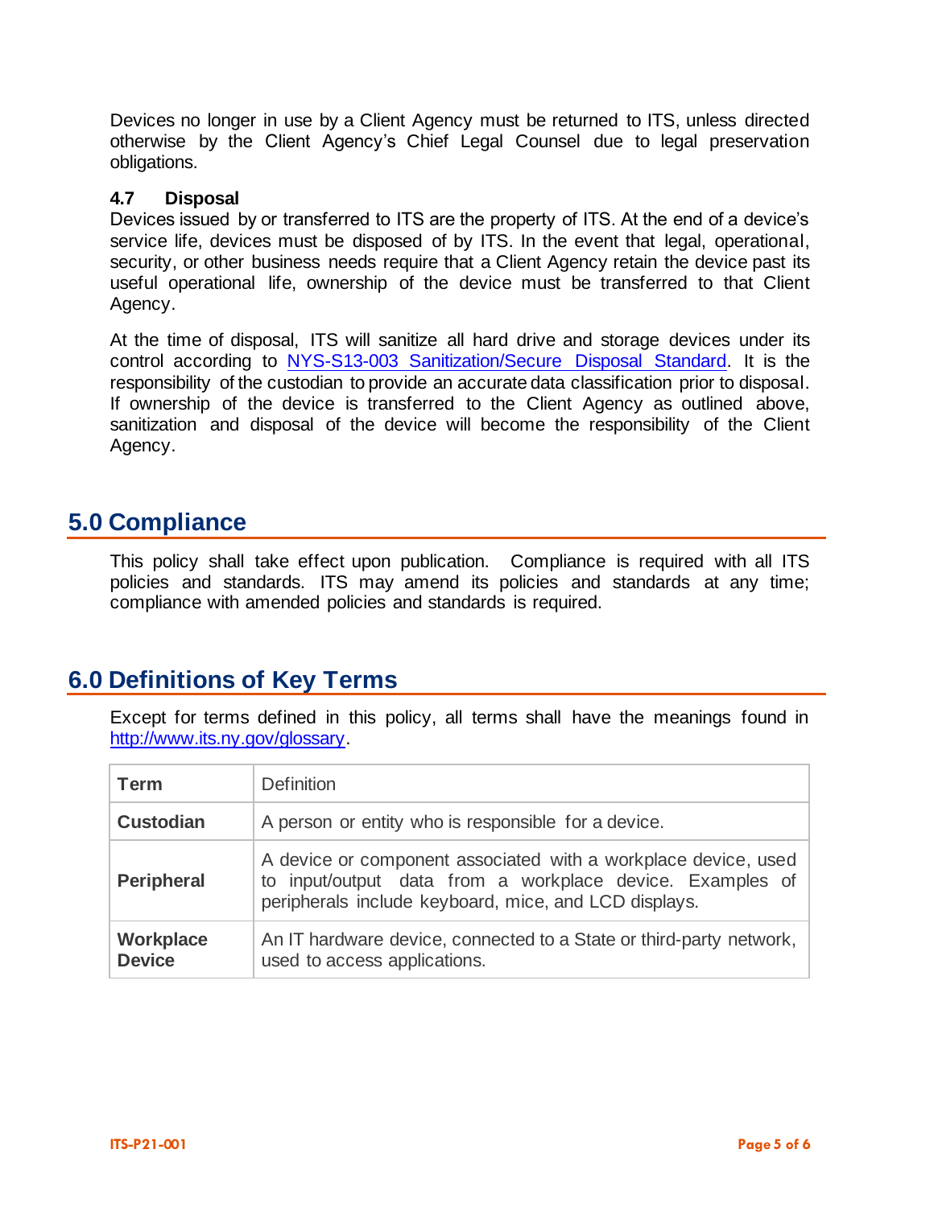Devices no longer in use by a Client Agency must be returned to ITS, unless directed otherwise by the Client Agency's Chief Legal Counsel due to legal preservation obligations.

### 4.7 Disposal

Devices issued by or transferred to ITS are the property of ITS. At the end of a device's service life, devices must be disposed of by ITS. In the event that legal, operational, security, or other business needs require that a Client Agency retain the device past its useful operational life, ownership of the device must be transferred to that Client Agency.

At the time of disposal, ITS will sanitize all hard drive and storage devices under its control according to [NYS-S13-003 Sanitization/Secure Disposal Standard](). It is the responsibility of the custodian to provide an accurate data classification prior to disposal. If ownership of the device is transferred to the Client Agency as outlined above, sanitization and disposal of the device will become the responsibility of the Client Agency.

## 5.0 Compliance

This policy shall take effect upon publication. Compliance is required with all ITS policies and standards. ITS may amend its policies and standards at any time; compliance with amended policies and standards is required.

## 6.0 Definitions of Key Terms

Except for terms defined in this policy, all terms shall have the meanings found in [http://www.its.ny.gov/glossary](http://www.its.ny.gov/glossary).

| Term | Definition |
|---|---|
| **Custodian** | A person or entity who is responsible for a device. |
| **Peripheral** | A device or component associated with a workplace device, used to input/output data from a workplace device. Examples of peripherals include keyboard, mice, and LCD displays. |
| **Workplace Device** | An IT hardware device, connected to a State or third-party network, used to access applications. |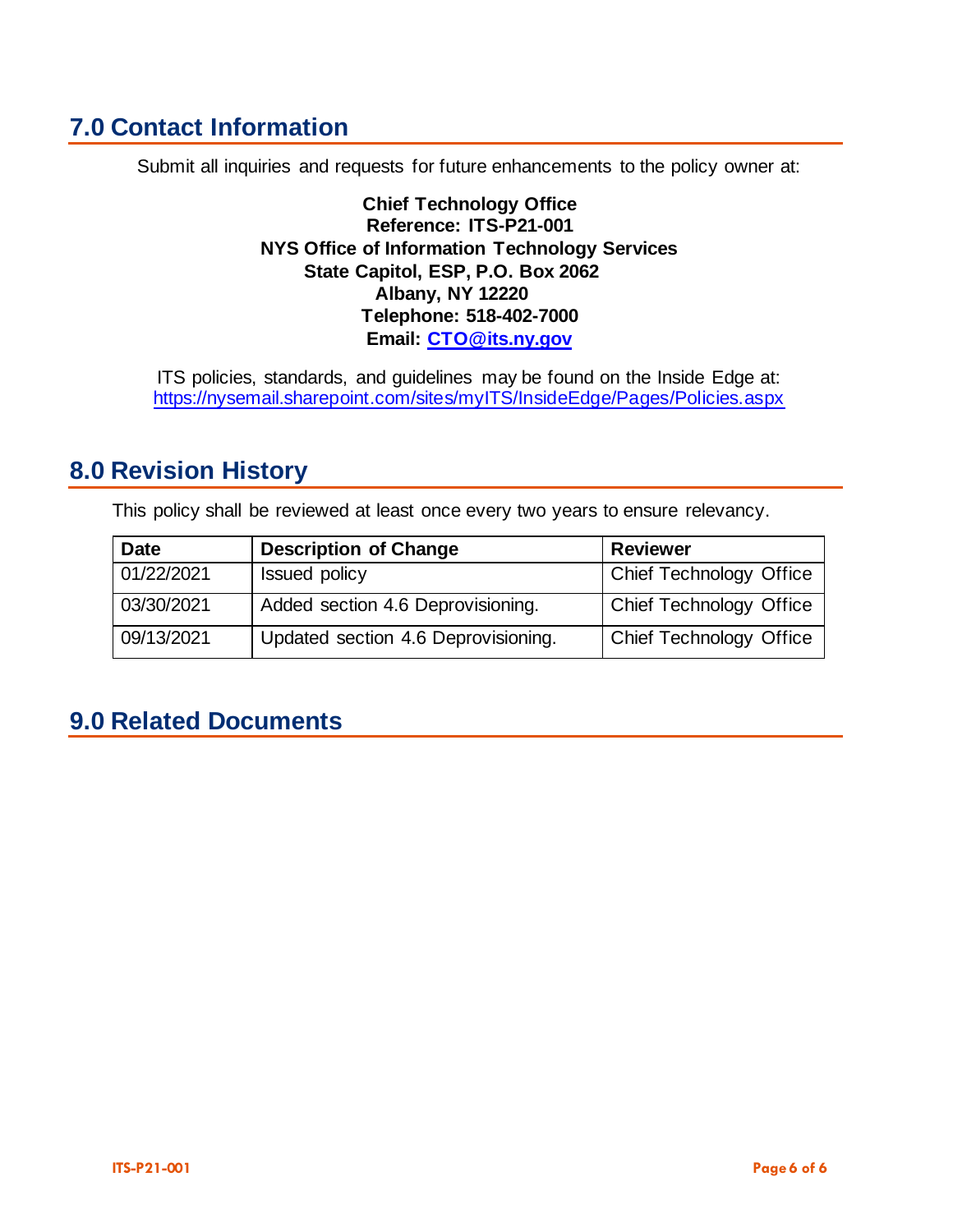## 7.0 Contact Information

Submit all inquiries and requests for future enhancements to the policy owner at:

**Chief Technology Office**
**Reference: ITS-P21-001**
**NYS Office of Information Technology Services**
**State Capitol, ESP, P.O. Box 2062**
**Albany, NY 12220**
**Telephone: 518-402-7000**
**Email: [CTO@its.ny.gov](mailto:CTO@its.ny.gov)**

ITS policies, standards, and guidelines may be found on the Inside Edge at: https://nysemail.sharepoint.com/sites/myITS/InsideEdge/Pages/Policies.aspx

## 8.0 Revision History

This policy shall be reviewed at least once every two years to ensure relevancy.

| Date | Description of Change | Reviewer |
|---|---|---|
| 01/22/2021 | Issued policy | Chief Technology Office |
| 03/30/2021 | Added section 4.6 Deprovisioning. | Chief Technology Office |
| 09/13/2021 | Updated section 4.6 Deprovisioning. | Chief Technology Office |

## 9.0 Related Documents